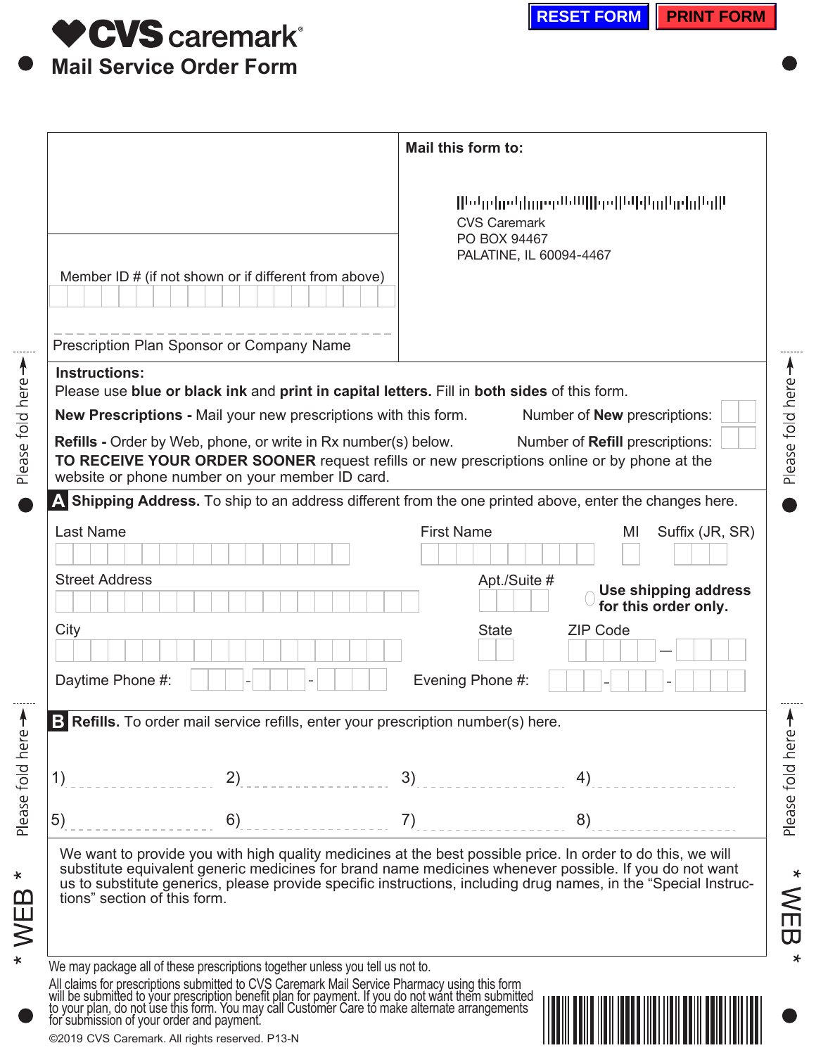RESET FORM PRINT FORM

# CVS caremark®

## Mail Service Order Form

Member ID # (if not shown or if different from above)

Prescription Plan Sponsor or Company Name

**Mail this form to:**

CVS Caremark
PO BOX 94467
PALATINE, IL 60094-4467

**Instructions:**
Please use **blue or black ink** and **print in capital letters.** Fill in **both sides** of this form.

**New Prescriptions -** Mail your new prescriptions with this form. Number of **New** prescriptions:

**Refills -** Order by Web, phone, or write in Rx number(s) below. Number of **Refill** prescriptions:

**TO RECEIVE YOUR ORDER SOONER** request refills or new prescriptions online or by phone at the website or phone number on your member ID card.

**A Shipping Address.** To ship to an address different from the one printed above, enter the changes here.

Last Name | First Name | MI | Suffix (JR, SR)

Street Address | Apt./Suite # | **Use shipping address for this order only.**

City | State | ZIP Code

Daytime Phone #: - - | Evening Phone #: - -

**B Refills.** To order mail service refills, enter your prescription number(s) here.

1) 2) 3) 4)

5) 6) 7) 8)

We want to provide you with high quality medicines at the best possible price. In order to do this, we will substitute equivalent generic medicines for brand name medicines whenever possible. If you do not want us to substitute generics, please provide specific instructions, including drug names, in the "Special Instructions" section of this form.

We may package all of these prescriptions together unless you tell us not to.

All claims for prescriptions submitted to CVS Caremark Mail Service Pharmacy using this form will be submitted to your prescription benefit plan for payment. If you do not want them submitted to your plan, do not use this form. You may call Customer Care to make alternate arrangements for submission of your order and payment.

©2019 CVS Caremark. All rights reserved. P13-N

Please fold here → Please fold here → * WEB *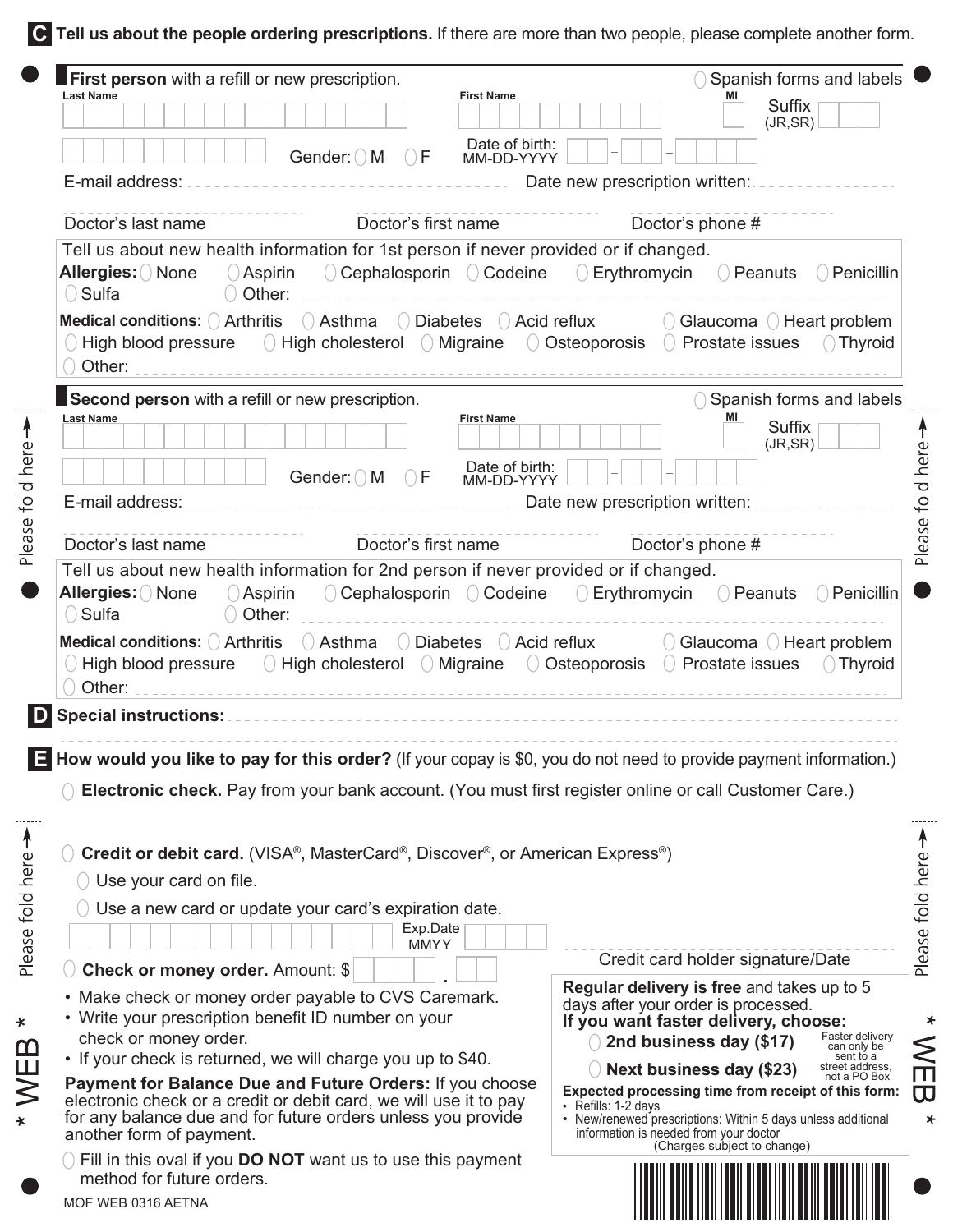**C Tell us about the people ordering prescriptions.** If there are more than two people, please complete another form.

**First person** with a refill or new prescription. ◯ Spanish forms and labels

Last Name | First Name | MI | Suffix (JR,SR)

Gender: ◯ M ◯ F | Date of birth: MM-DD-YYYY

E-mail address: | Date new prescription written:

Doctor's last name | Doctor's first name | Doctor's phone #

Tell us about new health information for 1st person if never provided or if changed.

**Allergies:** ◯ None ◯ Aspirin ◯ Cephalosporin ◯ Codeine ◯ Erythromycin ◯ Peanuts ◯ Penicillin ◯ Sulfa ◯ Other:

**Medical conditions:** ◯ Arthritis ◯ Asthma ◯ Diabetes ◯ Acid reflux ◯ Glaucoma ◯ Heart problem ◯ High blood pressure ◯ High cholesterol ◯ Migraine ◯ Osteoporosis ◯ Prostate issues ◯ Thyroid ◯ Other:

**Second person** with a refill or new prescription. ◯ Spanish forms and labels

Last Name | First Name | MI | Suffix (JR,SR)

Gender: ◯ M ◯ F | Date of birth: MM-DD-YYYY

E-mail address: | Date new prescription written:

Doctor's last name | Doctor's first name | Doctor's phone #

Tell us about new health information for 2nd person if never provided or if changed.

**Allergies:** ◯ None ◯ Aspirin ◯ Cephalosporin ◯ Codeine ◯ Erythromycin ◯ Peanuts ◯ Penicillin ◯ Sulfa ◯ Other:

**Medical conditions:** ◯ Arthritis ◯ Asthma ◯ Diabetes ◯ Acid reflux ◯ Glaucoma ◯ Heart problem ◯ High blood pressure ◯ High cholesterol ◯ Migraine ◯ Osteoporosis ◯ Prostate issues ◯ Thyroid ◯ Other:

**D Special instructions:**

**E How would you like to pay for this order?** (If your copay is $0, you do not need to provide payment information.)

◯ **Electronic check.** Pay from your bank account. (You must first register online or call Customer Care.)

◯ **Credit or debit card.** (VISA®, MasterCard®, Discover®, or American Express®)

◯ Use your card on file.

◯ Use a new card or update your card's expiration date.

Exp.Date MMYY

Credit card holder signature/Date

◯ **Check or money order.** Amount: $ .

- Make check or money order payable to CVS Caremark.
- Write your prescription benefit ID number on your check or money order.
- If your check is returned, we will charge you up to $40.

**Payment for Balance Due and Future Orders:** If you choose electronic check or a credit or debit card, we will use it to pay for any balance due and for future orders unless you provide another form of payment.

◯ Fill in this oval if you **DO NOT** want us to use this payment method for future orders.

**Regular delivery is free** and takes up to 5 days after your order is processed.

**If you want faster delivery, choose:**

◯ **2nd business day ($17)**

◯ **Next business day ($23)**

Faster delivery can only be sent to a street address, not a PO Box

**Expected processing time from receipt of this form:**

- Refills: 1-2 days
- New/renewed prescriptions: Within 5 days unless additional information is needed from your doctor

(Charges subject to change)

Please fold here

\* WEB \*

MOF WEB 0316 AETNA